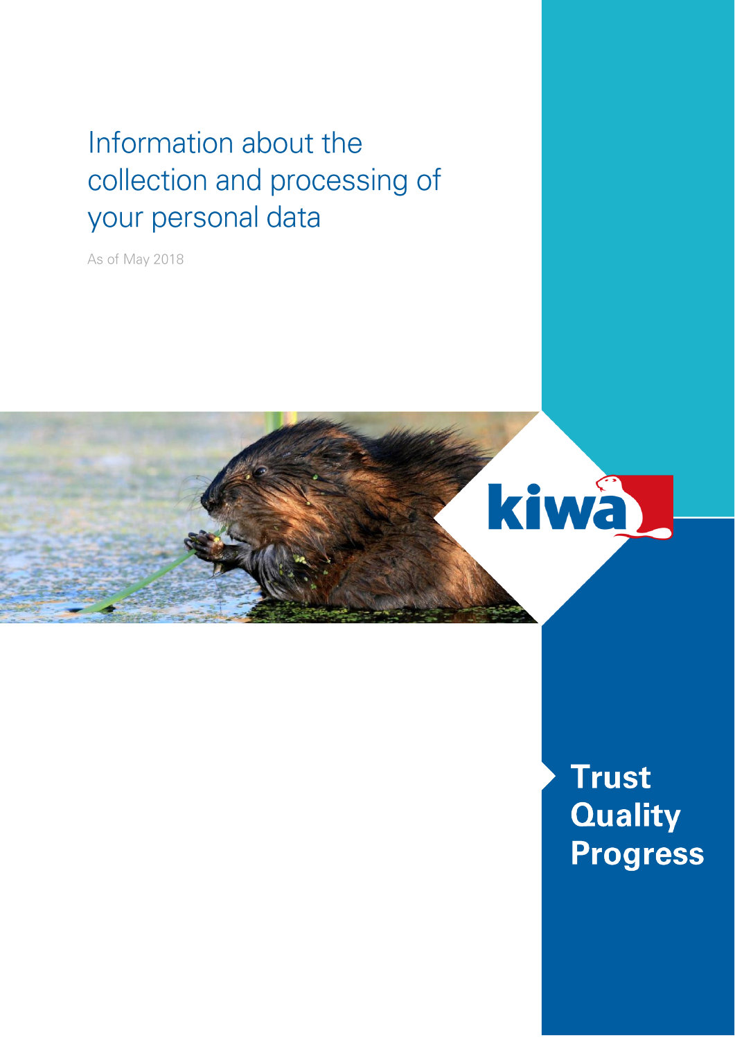# Information about the collection and processing of your personal data

As of May 2018

kiwa

**Trust**
**Quality**
**Progress**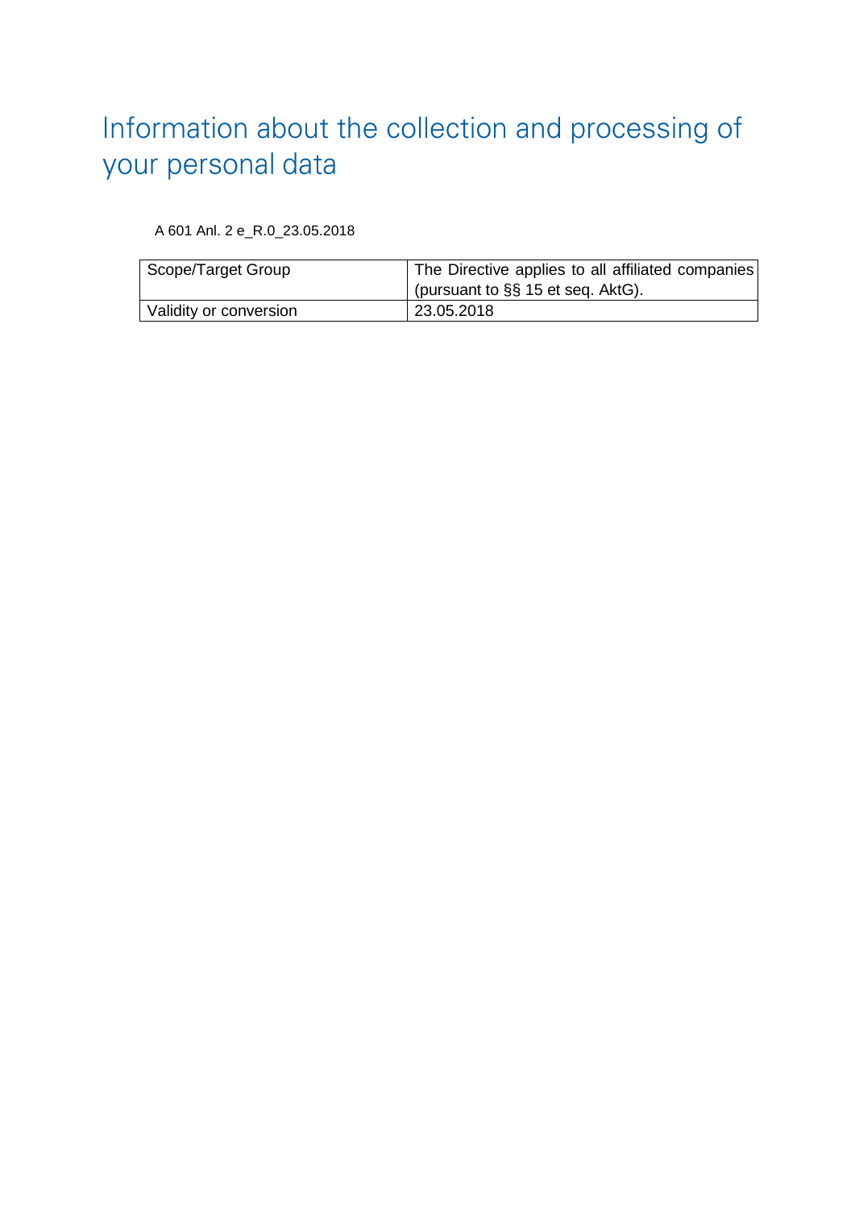# Information about the collection and processing of your personal data

A 601 Anl. 2 e_R.0_23.05.2018

| Scope/Target Group | The Directive applies to all affiliated companies (pursuant to §§ 15 et seq. AktG). |
|---|---|
| Validity or conversion | 23.05.2018 |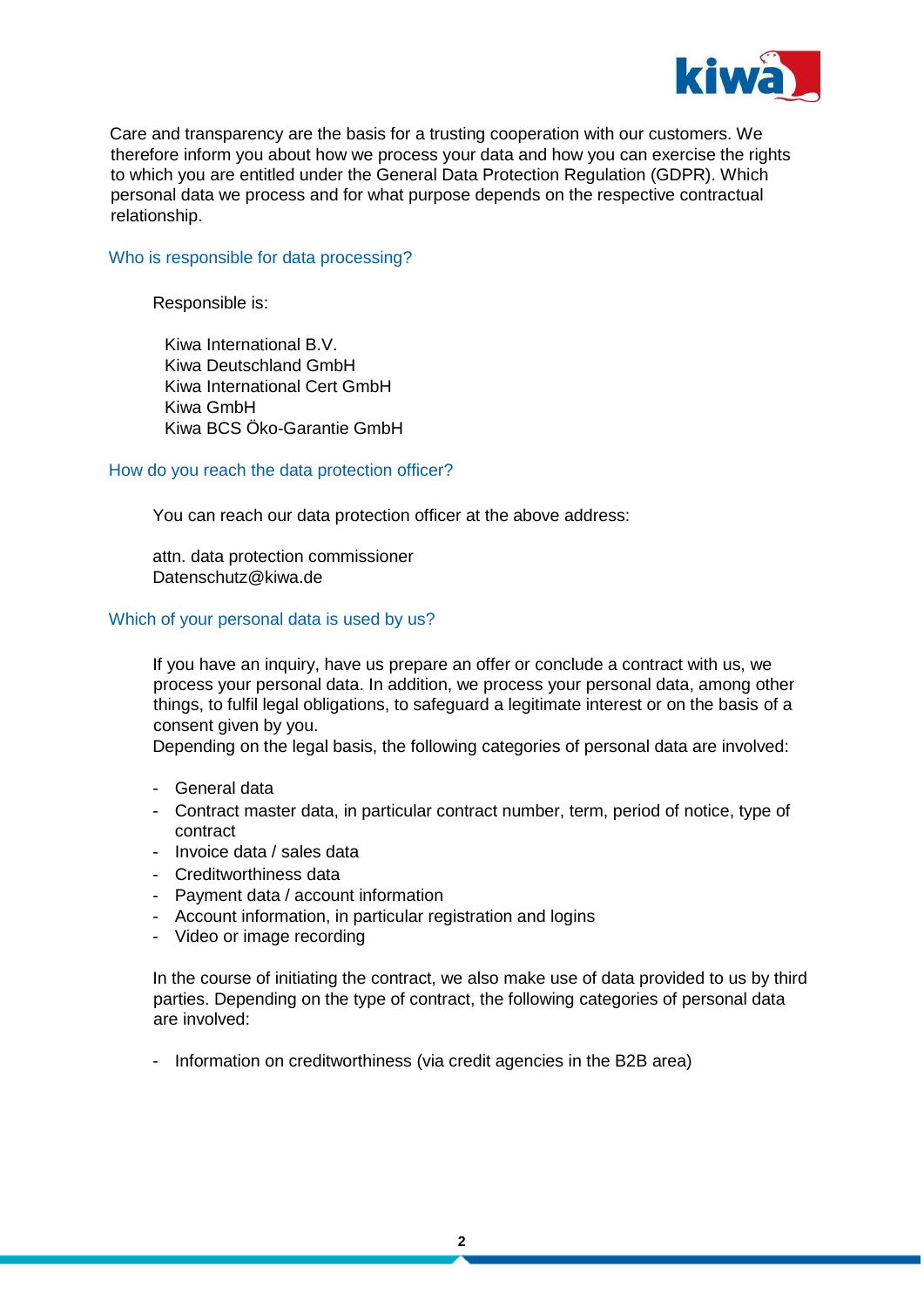Care and transparency are the basis for a trusting cooperation with our customers. We therefore inform you about how we process your data and how you can exercise the rights to which you are entitled under the General Data Protection Regulation (GDPR). Which personal data we process and for what purpose depends on the respective contractual relationship.

## Who is responsible for data processing?

Responsible is:

Kiwa International B.V.
Kiwa Deutschland GmbH
Kiwa International Cert GmbH
Kiwa GmbH
Kiwa BCS Öko-Garantie GmbH

## How do you reach the data protection officer?

You can reach our data protection officer at the above address:

attn. data protection commissioner
Datenschutz@kiwa.de

## Which of your personal data is used by us?

If you have an inquiry, have us prepare an offer or conclude a contract with us, we process your personal data. In addition, we process your personal data, among other things, to fulfil legal obligations, to safeguard a legitimate interest or on the basis of a consent given by you.
Depending on the legal basis, the following categories of personal data are involved:

- General data
- Contract master data, in particular contract number, term, period of notice, type of contract
- Invoice data / sales data
- Creditworthiness data
- Payment data / account information
- Account information, in particular registration and logins
- Video or image recording

In the course of initiating the contract, we also make use of data provided to us by third parties. Depending on the type of contract, the following categories of personal data are involved:

- Information on creditworthiness (via credit agencies in the B2B area)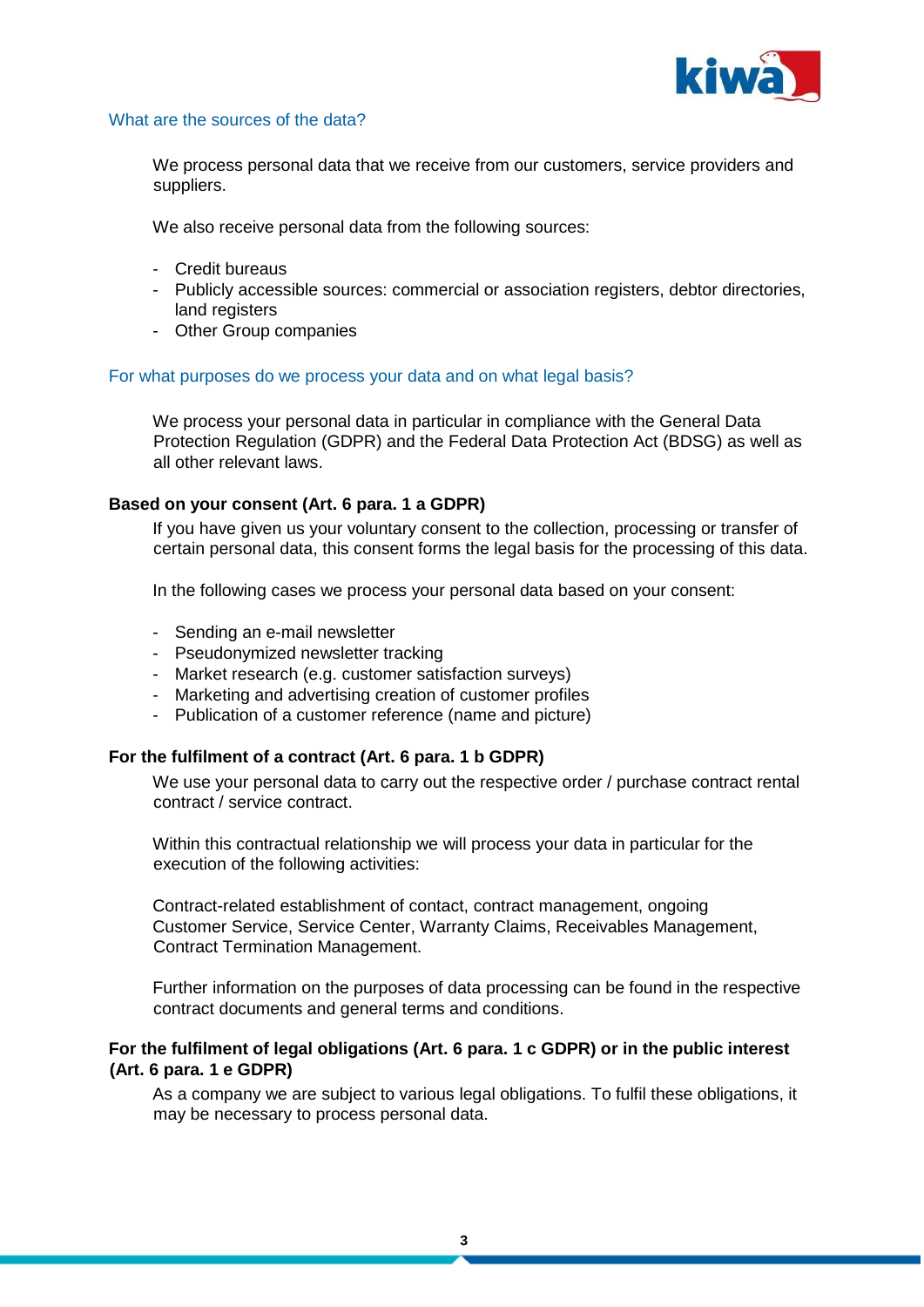## What are the sources of the data?

We process personal data that we receive from our customers, service providers and suppliers.

We also receive personal data from the following sources:

- Credit bureaus
- Publicly accessible sources: commercial or association registers, debtor directories, land registers
- Other Group companies

## For what purposes do we process your data and on what legal basis?

We process your personal data in particular in compliance with the General Data Protection Regulation (GDPR) and the Federal Data Protection Act (BDSG) as well as all other relevant laws.

### Based on your consent (Art. 6 para. 1 a GDPR)

If you have given us your voluntary consent to the collection, processing or transfer of certain personal data, this consent forms the legal basis for the processing of this data.

In the following cases we process your personal data based on your consent:

- Sending an e-mail newsletter
- Pseudonymized newsletter tracking
- Market research (e.g. customer satisfaction surveys)
- Marketing and advertising creation of customer profiles
- Publication of a customer reference (name and picture)

### For the fulfilment of a contract (Art. 6 para. 1 b GDPR)

We use your personal data to carry out the respective order / purchase contract rental contract / service contract.

Within this contractual relationship we will process your data in particular for the execution of the following activities:

Contract-related establishment of contact, contract management, ongoing Customer Service, Service Center, Warranty Claims, Receivables Management, Contract Termination Management.

Further information on the purposes of data processing can be found in the respective contract documents and general terms and conditions.

### For the fulfilment of legal obligations (Art. 6 para. 1 c GDPR) or in the public interest (Art. 6 para. 1 e GDPR)

As a company we are subject to various legal obligations. To fulfil these obligations, it may be necessary to process personal data.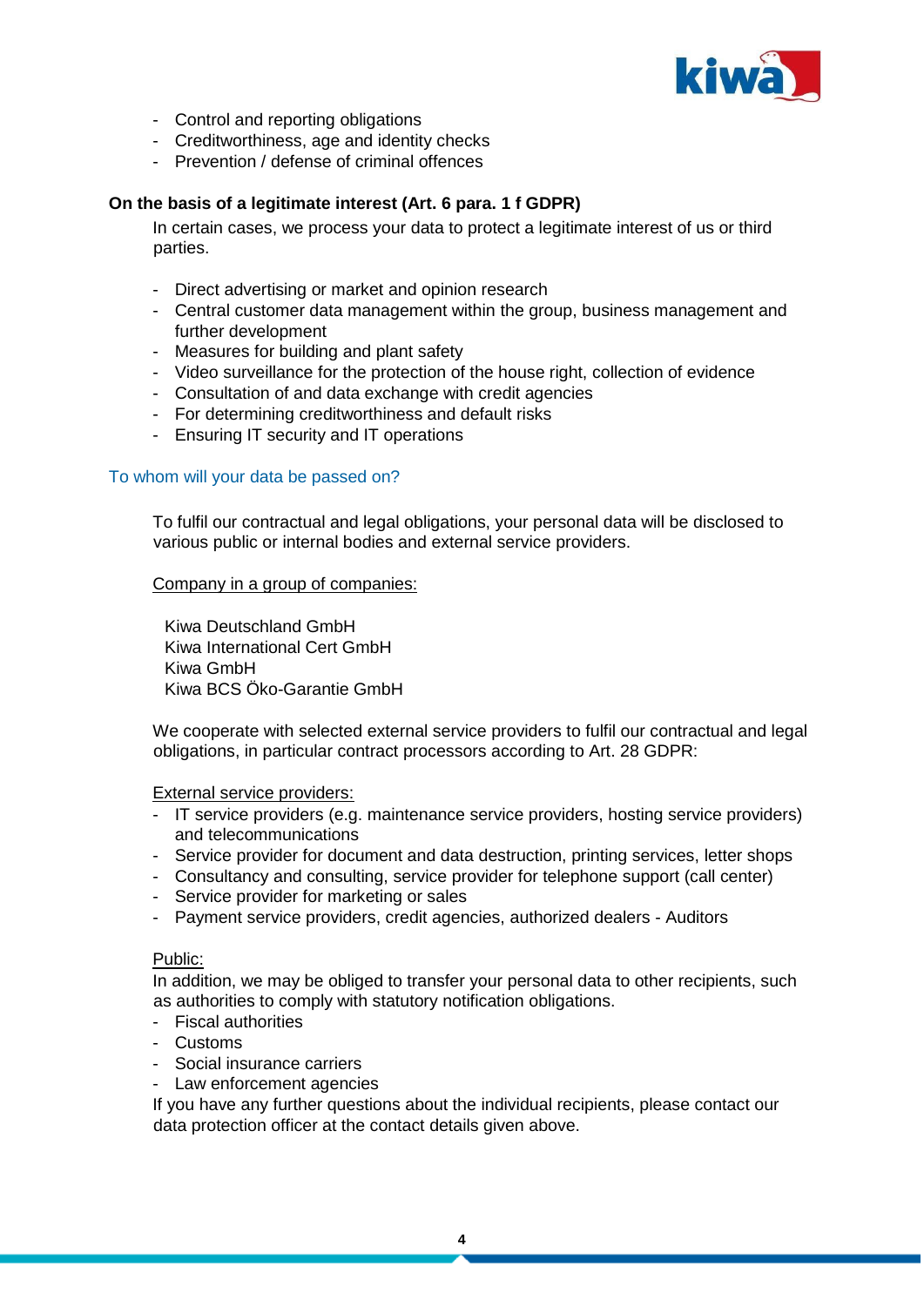- Control and reporting obligations
- Creditworthiness, age and identity checks
- Prevention / defense of criminal offences

**On the basis of a legitimate interest (Art. 6 para. 1 f GDPR)**

In certain cases, we process your data to protect a legitimate interest of us or third parties.

- Direct advertising or market and opinion research
- Central customer data management within the group, business management and further development
- Measures for building and plant safety
- Video surveillance for the protection of the house right, collection of evidence
- Consultation of and data exchange with credit agencies
- For determining creditworthiness and default risks
- Ensuring IT security and IT operations

## To whom will your data be passed on?

To fulfil our contractual and legal obligations, your personal data will be disclosed to various public or internal bodies and external service providers.

Company in a group of companies:

Kiwa Deutschland GmbH
Kiwa International Cert GmbH
Kiwa GmbH
Kiwa BCS Öko-Garantie GmbH

We cooperate with selected external service providers to fulfil our contractual and legal obligations, in particular contract processors according to Art. 28 GDPR:

External service providers:

- IT service providers (e.g. maintenance service providers, hosting service providers) and telecommunications
- Service provider for document and data destruction, printing services, letter shops
- Consultancy and consulting, service provider for telephone support (call center)
- Service provider for marketing or sales
- Payment service providers, credit agencies, authorized dealers - Auditors

Public:

In addition, we may be obliged to transfer your personal data to other recipients, such as authorities to comply with statutory notification obligations.

- Fiscal authorities
- Customs
- Social insurance carriers
- Law enforcement agencies

If you have any further questions about the individual recipients, please contact our data protection officer at the contact details given above.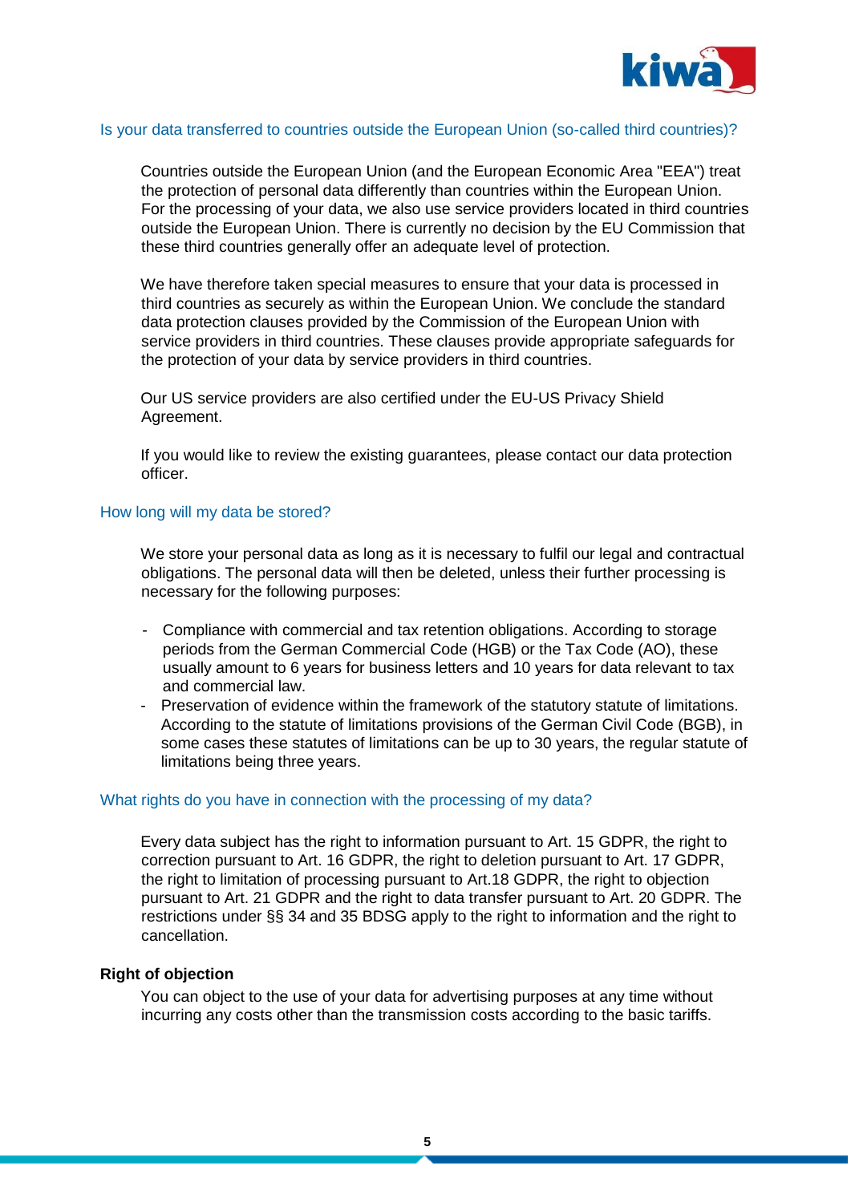## Is your data transferred to countries outside the European Union (so-called third countries)?

Countries outside the European Union (and the European Economic Area "EEA") treat the protection of personal data differently than countries within the European Union. For the processing of your data, we also use service providers located in third countries outside the European Union. There is currently no decision by the EU Commission that these third countries generally offer an adequate level of protection.

We have therefore taken special measures to ensure that your data is processed in third countries as securely as within the European Union. We conclude the standard data protection clauses provided by the Commission of the European Union with service providers in third countries. These clauses provide appropriate safeguards for the protection of your data by service providers in third countries.

Our US service providers are also certified under the EU-US Privacy Shield Agreement.

If you would like to review the existing guarantees, please contact our data protection officer.

## How long will my data be stored?

We store your personal data as long as it is necessary to fulfil our legal and contractual obligations. The personal data will then be deleted, unless their further processing is necessary for the following purposes:

- Compliance with commercial and tax retention obligations. According to storage periods from the German Commercial Code (HGB) or the Tax Code (AO), these usually amount to 6 years for business letters and 10 years for data relevant to tax and commercial law.
- Preservation of evidence within the framework of the statutory statute of limitations. According to the statute of limitations provisions of the German Civil Code (BGB), in some cases these statutes of limitations can be up to 30 years, the regular statute of limitations being three years.

## What rights do you have in connection with the processing of my data?

Every data subject has the right to information pursuant to Art. 15 GDPR, the right to correction pursuant to Art. 16 GDPR, the right to deletion pursuant to Art. 17 GDPR, the right to limitation of processing pursuant to Art.18 GDPR, the right to objection pursuant to Art. 21 GDPR and the right to data transfer pursuant to Art. 20 GDPR. The restrictions under §§ 34 and 35 BDSG apply to the right to information and the right to cancellation.

**Right of objection**

You can object to the use of your data for advertising purposes at any time without incurring any costs other than the transmission costs according to the basic tariffs.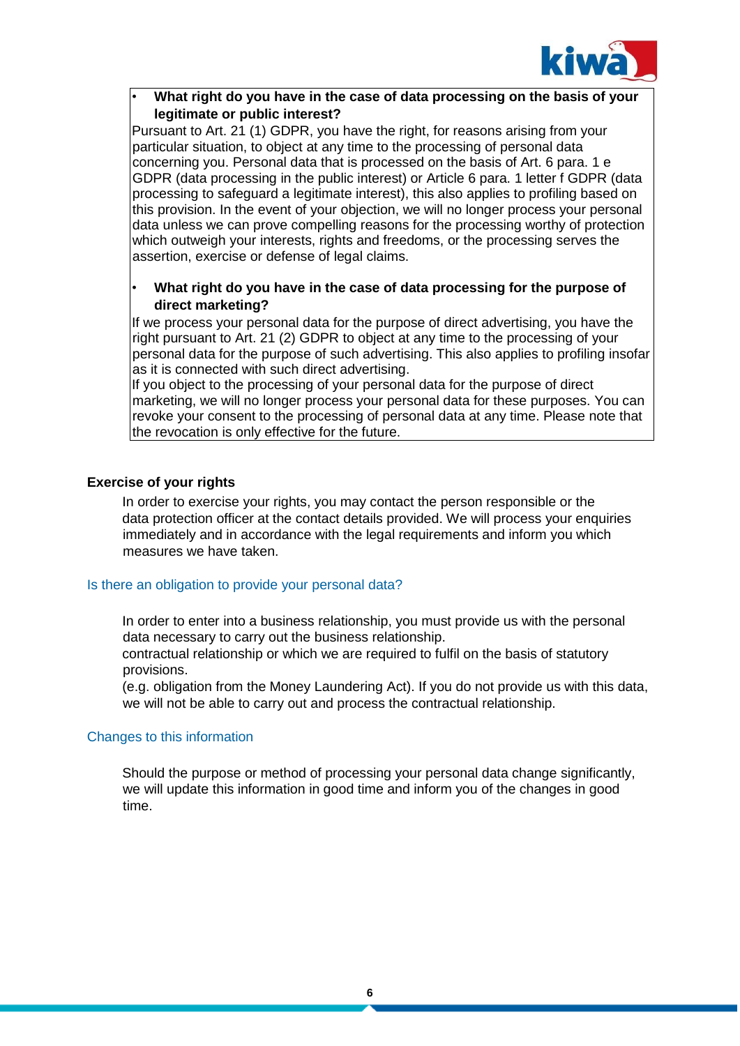- **What right do you have in the case of data processing on the basis of your legitimate or public interest?**

Pursuant to Art. 21 (1) GDPR, you have the right, for reasons arising from your particular situation, to object at any time to the processing of personal data concerning you. Personal data that is processed on the basis of Art. 6 para. 1 e GDPR (data processing in the public interest) or Article 6 para. 1 letter f GDPR (data processing to safeguard a legitimate interest), this also applies to profiling based on this provision. In the event of your objection, we will no longer process your personal data unless we can prove compelling reasons for the processing worthy of protection which outweigh your interests, rights and freedoms, or the processing serves the assertion, exercise or defense of legal claims.

- **What right do you have in the case of data processing for the purpose of direct marketing?**

If we process your personal data for the purpose of direct advertising, you have the right pursuant to Art. 21 (2) GDPR to object at any time to the processing of your personal data for the purpose of such advertising. This also applies to profiling insofar as it is connected with such direct advertising.
If you object to the processing of your personal data for the purpose of direct marketing, we will no longer process your personal data for these purposes. You can revoke your consent to the processing of personal data at any time. Please note that the revocation is only effective for the future.

**Exercise of your rights**

In order to exercise your rights, you may contact the person responsible or the data protection officer at the contact details provided. We will process your enquiries immediately and in accordance with the legal requirements and inform you which measures we have taken.

## Is there an obligation to provide your personal data?

In order to enter into a business relationship, you must provide us with the personal data necessary to carry out the business relationship.
contractual relationship or which we are required to fulfil on the basis of statutory provisions.
(e.g. obligation from the Money Laundering Act). If you do not provide us with this data, we will not be able to carry out and process the contractual relationship.

## Changes to this information

Should the purpose or method of processing your personal data change significantly, we will update this information in good time and inform you of the changes in good time.